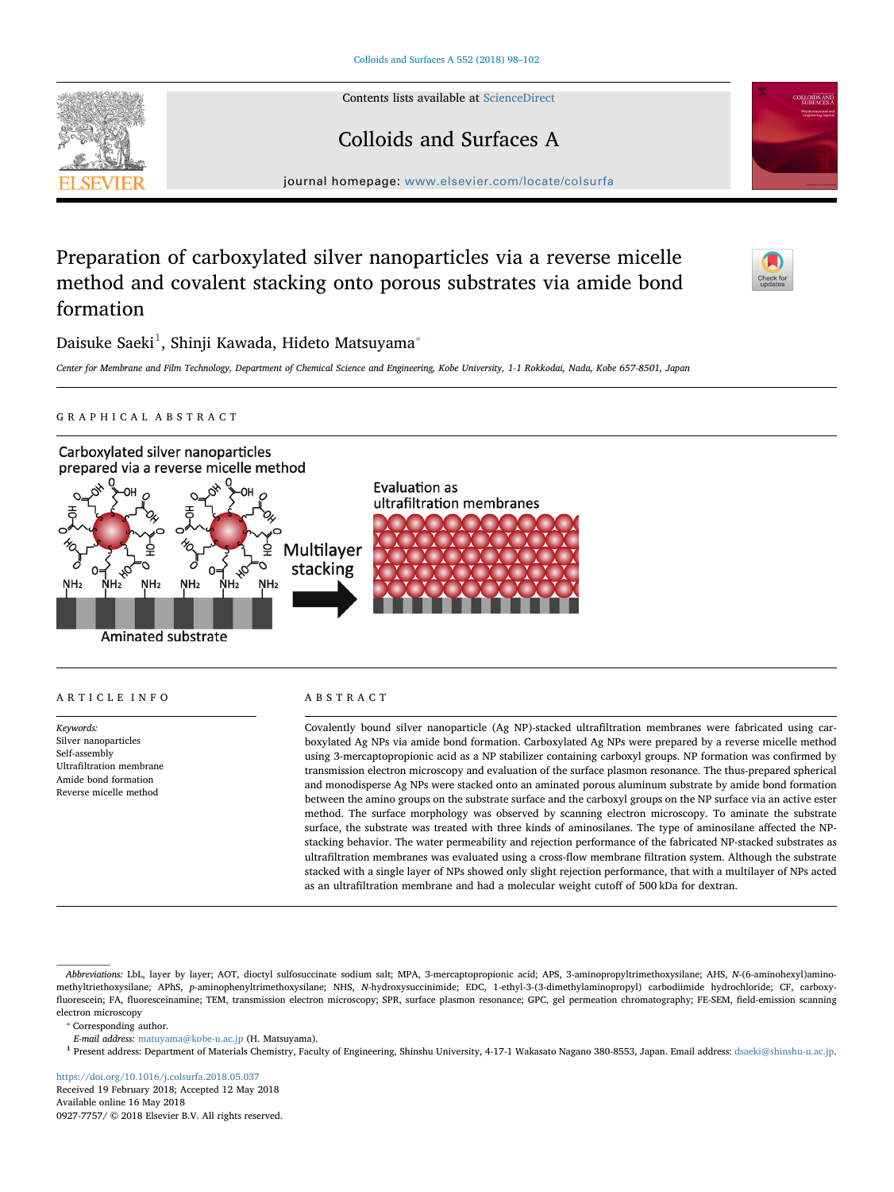# Preparation of carboxylated silver nanoparticles via a reverse micelle method and covalent stacking onto porous substrates via amide bond formation

Daisuke Saeki[1], Shinji Kawada, Hideto Matsuyama*

*Center for Membrane and Film Technology, Department of Chemical Science and Engineering, Kobe University, 1-1 Rokkodai, Nada, Kobe 657-8501, Japan*

## GRAPHICAL ABSTRACT

Carboxylated silver nanoparticles prepared via a reverse micelle method

Aminated substrate

Multilayer stacking

Evaluation as ultrafiltration membranes

## ARTICLE INFO

*Keywords:*
Silver nanoparticles
Self-assembly
Ultrafiltration membrane
Amide bond formation
Reverse micelle method

## ABSTRACT

Covalently bound silver nanoparticle (Ag NP)-stacked ultrafiltration membranes were fabricated using carboxylated Ag NPs via amide bond formation. Carboxylated Ag NPs were prepared by a reverse micelle method using 3-mercaptopropionic acid as a NP stabilizer containing carboxyl groups. NP formation was confirmed by transmission electron microscopy and evaluation of the surface plasmon resonance. The thus-prepared spherical and monodisperse Ag NPs were stacked onto an aminated porous aluminum substrate by amide bond formation between the amino groups on the substrate surface and the carboxyl groups on the NP surface via an active ester method. The surface morphology was observed by scanning electron microscopy. To aminate the substrate surface, the substrate was treated with three kinds of aminosilanes. The type of aminosilane affected the NP-stacking behavior. The water permeability and rejection performance of the fabricated NP-stacked substrates as ultrafiltration membranes was evaluated using a cross-flow membrane filtration system. Although the substrate stacked with a single layer of NPs showed only slight rejection performance, that with a multilayer of NPs acted as an ultrafiltration membrane and had a molecular weight cutoff of 500 kDa for dextran.

---

*Abbreviations:* LbL, layer by layer; AOT, dioctyl sulfosuccinate sodium salt; MPA, 3-mercaptopropionic acid; APS, 3-aminopropyltrimethoxysilane; AHS, *N*-(6-aminohexyl)aminomethyltriethoxysilane; APhS, *p*-aminophenyltrimethoxysilane; NHS, *N*-hydroxysuccinimide; EDC, 1-ethyl-3-(3-dimethylaminopropyl) carbodiimide hydrochloride; CF, carboxyfluorescein; FA, fluoresceinamine; TEM, transmission electron microscopy; SPR, surface plasmon resonance; GPC, gel permeation chromatography; FE-SEM, field-emission scanning electron microscopy

* Corresponding author.
*E-mail address:* matuyama@kobe-u.ac.jp (H. Matsuyama).

[1] Present address: Department of Materials Chemistry, Faculty of Engineering, Shinshu University, 4-17-1 Wakasato Nagano 380-8553, Japan. Email address: dsaeki@shinshu-u.ac.jp.

https://doi.org/10.1016/j.colsurfa.2018.05.037
Received 19 February 2018; Accepted 12 May 2018
Available online 16 May 2018
0927-7757/ © 2018 Elsevier B.V. All rights reserved.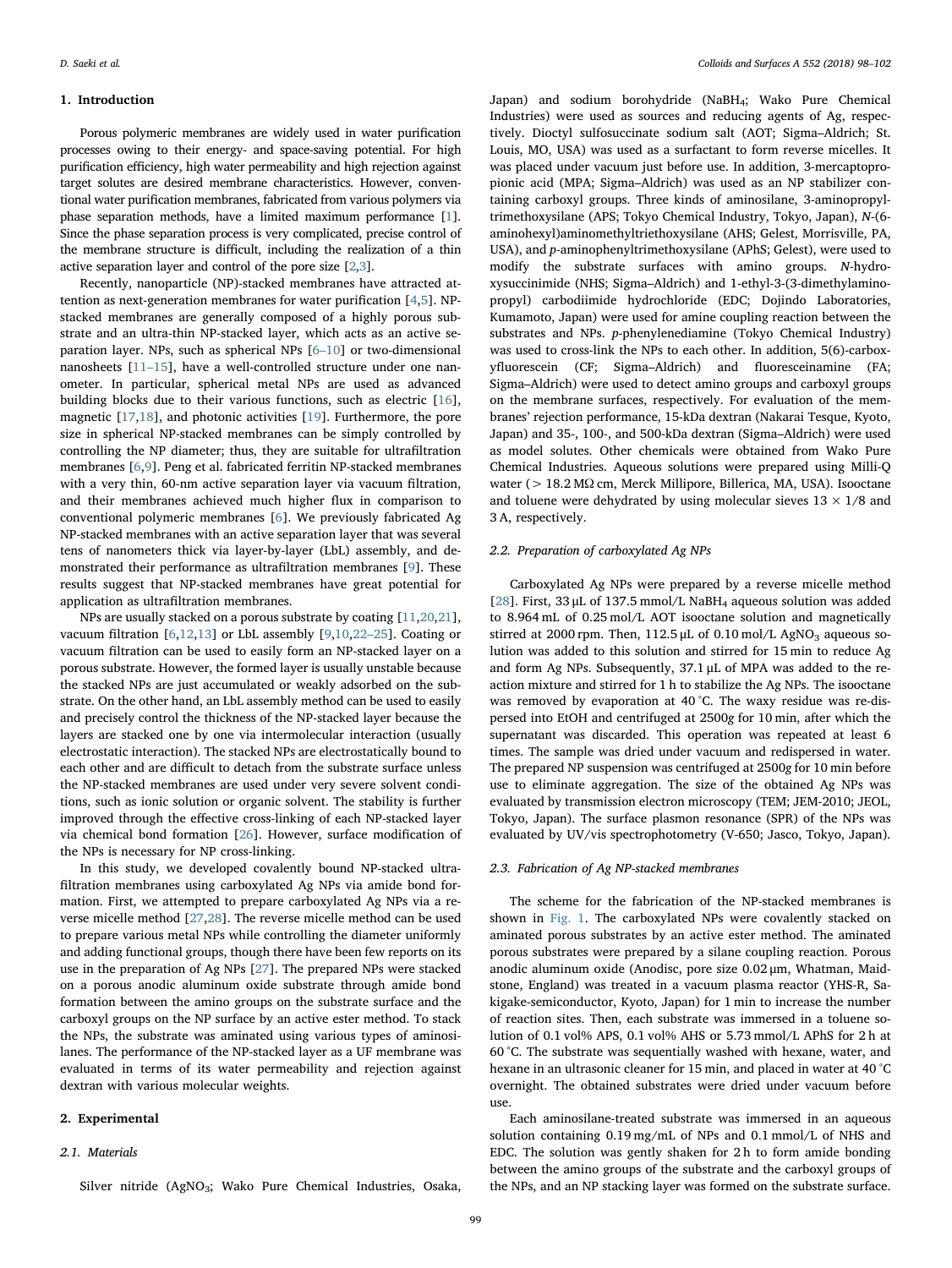## 1. Introduction

Porous polymeric membranes are widely used in water purification processes owing to their energy- and space-saving potential. For high purification efficiency, high water permeability and high rejection against target solutes are desired membrane characteristics. However, conventional water purification membranes, fabricated from various polymers via phase separation methods, have a limited maximum performance [1]. Since the phase separation process is very complicated, precise control of the membrane structure is difficult, including the realization of a thin active separation layer and control of the pore size [2,3].

Recently, nanoparticle (NP)-stacked membranes have attracted attention as next-generation membranes for water purification [4,5]. NP-stacked membranes are generally composed of a highly porous substrate and an ultra-thin NP-stacked layer, which acts as an active separation layer. NPs, such as spherical NPs [6–10] or two-dimensional nanosheets [11–15], have a well-controlled structure under one nanometer. In particular, spherical metal NPs are used as advanced building blocks due to their various functions, such as electric [16], magnetic [17,18], and photonic activities [19]. Furthermore, the pore size in spherical NP-stacked membranes can be simply controlled by controlling the NP diameter; thus, they are suitable for ultrafiltration membranes [6,9]. Peng et al. fabricated ferritin NP-stacked membranes with a very thin, 60-nm active separation layer via vacuum filtration, and their membranes achieved much higher flux in comparison to conventional polymeric membranes [6]. We previously fabricated Ag NP-stacked membranes with an active separation layer that was several tens of nanometers thick via layer-by-layer (LbL) assembly, and demonstrated their performance as ultrafiltration membranes [9]. These results suggest that NP-stacked membranes have great potential for application as ultrafiltration membranes.

NPs are usually stacked on a porous substrate by coating [11,20,21], vacuum filtration [6,12,13] or LbL assembly [9,10,22–25]. Coating or vacuum filtration can be used to easily form an NP-stacked layer on a porous substrate. However, the formed layer is usually unstable because the stacked NPs are just accumulated or weakly adsorbed on the substrate. On the other hand, an LbL assembly method can be used to easily and precisely control the thickness of the NP-stacked layer because the layers are stacked one by one via intermolecular interaction (usually electrostatic interaction). The stacked NPs are electrostatically bound to each other and are difficult to detach from the substrate surface unless the NP-stacked membranes are used under very severe solvent conditions, such as ionic solution or organic solvent. The stability is further improved through the effective cross-linking of each NP-stacked layer via chemical bond formation [26]. However, surface modification of the NPs is necessary for NP cross-linking.

In this study, we developed covalently bound NP-stacked ultrafiltration membranes using carboxylated Ag NPs via amide bond formation. First, we attempted to prepare carboxylated Ag NPs via a reverse micelle method [27,28]. The reverse micelle method can be used to prepare various metal NPs while controlling the diameter uniformly and adding functional groups, though there have been few reports on its use in the preparation of Ag NPs [27]. The prepared NPs were stacked on a porous anodic aluminum oxide substrate through amide bond formation between the amino groups on the substrate surface and the carboxyl groups on the NP surface by an active ester method. To stack the NPs, the substrate was aminated using various types of aminosilanes. The performance of the NP-stacked layer as a UF membrane was evaluated in terms of its water permeability and rejection against dextran with various molecular weights.

## 2. Experimental

### 2.1. Materials

Silver nitride ($AgNO_3$; Wako Pure Chemical Industries, Osaka, Japan) and sodium borohydride ($NaBH_4$; Wako Pure Chemical Industries) were used as sources and reducing agents of Ag, respectively. Dioctyl sulfosuccinate sodium salt (AOT; Sigma–Aldrich; St. Louis, MO, USA) was used as a surfactant to form reverse micelles. It was placed under vacuum just before use. In addition, 3-mercaptopropionic acid (MPA; Sigma–Aldrich) was used as an NP stabilizer containing carboxyl groups. Three kinds of aminosilane, 3-aminopropyltrimethoxysilane (APS; Tokyo Chemical Industry, Tokyo, Japan), *N*-(6-aminohexyl)aminomethyltriethoxysilane (AHS; Gelest, Morrisville, PA, USA), and *p*-aminophenyltrimethoxysilane (APhS; Gelest), were used to modify the substrate surfaces with amino groups. *N*-hydroxysuccinimide (NHS; Sigma–Aldrich) and 1-ethyl-3-(3-dimethylaminopropyl) carbodiimide hydrochloride (EDC; Dojindo Laboratories, Kumamoto, Japan) were used for amine coupling reaction between the substrates and NPs. *p*-phenylenediamine (Tokyo Chemical Industry) was used to cross-link the NPs to each other. In addition, 5(6)-carboxyfluorescein (CF; Sigma–Aldrich) and fluoresceinamine (FA; Sigma–Aldrich) were used to detect amino groups and carboxyl groups on the membrane surfaces, respectively. For evaluation of the membranes' rejection performance, 15-kDa dextran (Nakarai Tesque, Kyoto, Japan) and 35-, 100-, and 500-kDa dextran (Sigma–Aldrich) were used as model solutes. Other chemicals were obtained from Wako Pure Chemical Industries. Aqueous solutions were prepared using Milli-Q water (> 18.2 MΩ cm, Merck Millipore, Billerica, MA, USA). Isooctane and toluene were dehydrated by using molecular sieves 13 × 1/8 and 3 A, respectively.

### 2.2. Preparation of carboxylated Ag NPs

Carboxylated Ag NPs were prepared by a reverse micelle method [28]. First, 33 μL of 137.5 mmol/L $NaBH_4$ aqueous solution was added to 8.964 mL of 0.25 mol/L AOT isooctane solution and magnetically stirred at 2000 rpm. Then, 112.5 μL of 0.10 mol/L $AgNO_3$ aqueous solution was added to this solution and stirred for 15 min to reduce Ag and form Ag NPs. Subsequently, 37.1 μL of MPA was added to the reaction mixture and stirred for 1 h to stabilize the Ag NPs. The isooctane was removed by evaporation at 40 °C. The waxy residue was re-dispersed into EtOH and centrifuged at 2500*g* for 10 min, after which the supernatant was discarded. This operation was repeated at least 6 times. The sample was dried under vacuum and redispersed in water. The prepared NP suspension was centrifuged at 2500*g* for 10 min before use to eliminate aggregation. The size of the obtained Ag NPs was evaluated by transmission electron microscopy (TEM; JEM-2010; JEOL, Tokyo, Japan). The surface plasmon resonance (SPR) of the NPs was evaluated by UV/vis spectrophotometry (V-650; Jasco, Tokyo, Japan).

### 2.3. Fabrication of Ag NP-stacked membranes

The scheme for the fabrication of the NP-stacked membranes is shown in Fig. 1. The carboxylated NPs were covalently stacked on aminated porous substrates by an active ester method. The aminated porous substrates were prepared by a silane coupling reaction. Porous anodic aluminum oxide (Anodisc, pore size 0.02 μm, Whatman, Maidstone, England) was treated in a vacuum plasma reactor (YHS-R, Sakigake-semiconductor, Kyoto, Japan) for 1 min to increase the number of reaction sites. Then, each substrate was immersed in a toluene solution of 0.1 vol% APS, 0.1 vol% AHS or 5.73 mmol/L APhS for 2 h at 60 °C. The substrate was sequentially washed with hexane, water, and hexane in an ultrasonic cleaner for 15 min, and placed in water at 40 °C overnight. The obtained substrates were dried under vacuum before use.

Each aminosilane-treated substrate was immersed in an aqueous solution containing 0.19 mg/mL of NPs and 0.1 mmol/L of NHS and EDC. The solution was gently shaken for 2 h to form amide bonding between the amino groups of the substrate and the carboxyl groups of the NPs, and an NP stacking layer was formed on the substrate surface.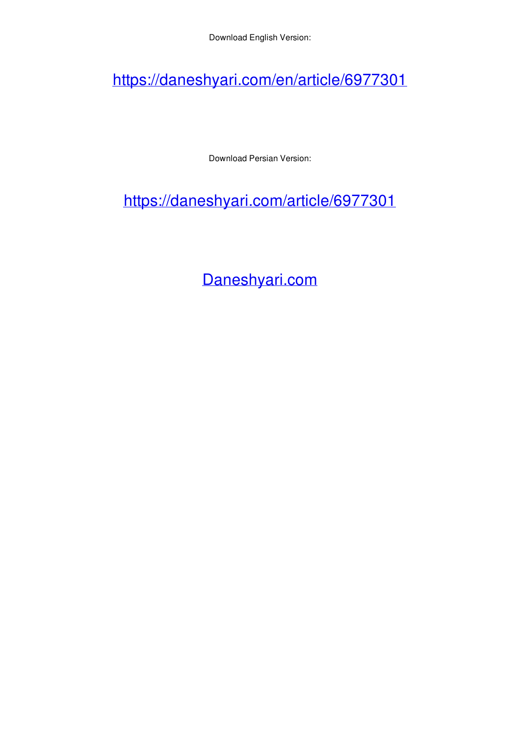Download English Version:

https://daneshyari.com/en/article/6977301

Download Persian Version:

https://daneshyari.com/article/6977301

Daneshyari.com